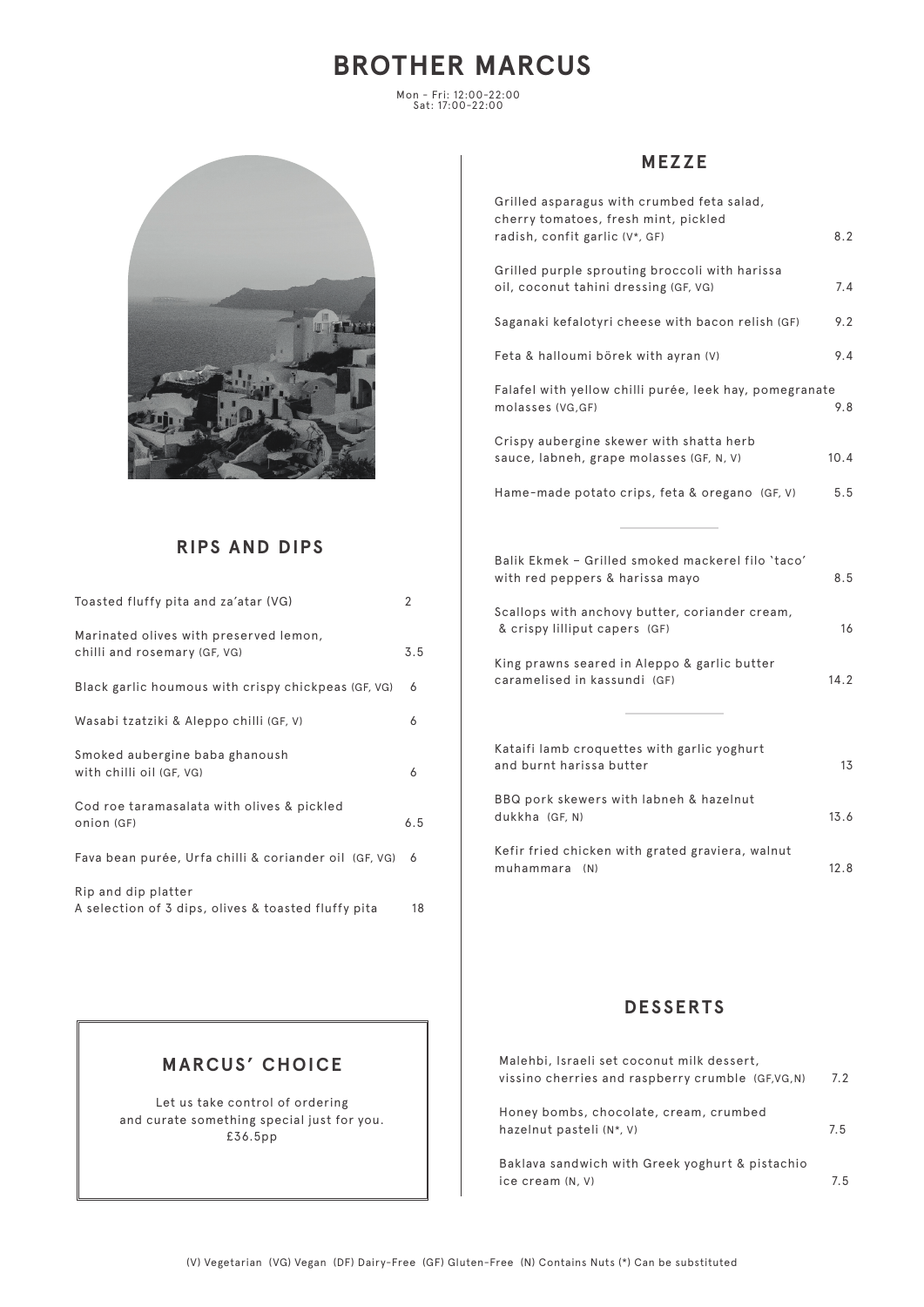# BROTHER MARCUS

Mon - Fri: 12:00-22:00
Sat: 17:00-22:00

## RIPS AND DIPS

| | |
|---|---|
| Toasted fluffy pita and za'atar (VG) | 2 |
| Marinated olives with preserved lemon, chilli and rosemary (GF, VG) | 3.5 |
| Black garlic houmous with crispy chickpeas (GF, VG) | 6 |
| Wasabi tzatziki & Aleppo chilli (GF, V) | 6 |
| Smoked aubergine baba ghanoush with chilli oil (GF, VG) | 6 |
| Cod roe taramasalata with olives & pickled onion (GF) | 6.5 |
| Fava bean purée, Urfa chilli & coriander oil (GF, VG) | 6 |
| Rip and dip platter<br>A selection of 3 dips, olives & toasted fluffy pita | 18 |

## MARCUS' CHOICE

Let us take control of ordering
and curate something special just for you.
£36.5pp

## MEZZE

| | |
|---|---|
| Grilled asparagus with crumbed feta salad, cherry tomatoes, fresh mint, pickled radish, confit garlic (V*, GF) | 8.2 |
| Grilled purple sprouting broccoli with harissa oil, coconut tahini dressing (GF, VG) | 7.4 |
| Saganaki kefalotyri cheese with bacon relish (GF) | 9.2 |
| Feta & halloumi börek with ayran (V) | 9.4 |
| Falafel with yellow chilli purée, leek hay, pomegranate molasses (VG,GF) | 9.8 |
| Crispy aubergine skewer with shatta herb sauce, labneh, grape molasses (GF, N, V) | 10.4 |
| Hame-made potato crips, feta & oregano (GF, V) | 5.5 |

---

| | |
|---|---|
| Balik Ekmek – Grilled smoked mackerel filo 'taco' with red peppers & harissa mayo | 8.5 |
| Scallops with anchovy butter, coriander cream, & crispy lilliput capers (GF) | 16 |
| King prawns seared in Aleppo & garlic butter caramelised in kassundi (GF) | 14.2 |

---

| | |
|---|---|
| Kataifi lamb croquettes with garlic yoghurt and burnt harissa butter | 13 |
| BBQ pork skewers with labneh & hazelnut dukkha (GF, N) | 13.6 |
| Kefir fried chicken with grated graviera, walnut muhammara (N) | 12.8 |

## DESSERTS

| | |
|---|---|
| Malehbi, Israeli set coconut milk dessert, vissino cherries and raspberry crumble (GF,VG,N) | 7.2 |
| Honey bombs, chocolate, cream, crumbed hazelnut pasteli (N*, V) | 7.5 |
| Baklava sandwich with Greek yoghurt & pistachio ice cream (N, V) | 7.5 |

(V) Vegetarian (VG) Vegan (DF) Dairy-Free (GF) Gluten-Free (N) Contains Nuts (*) Can be substituted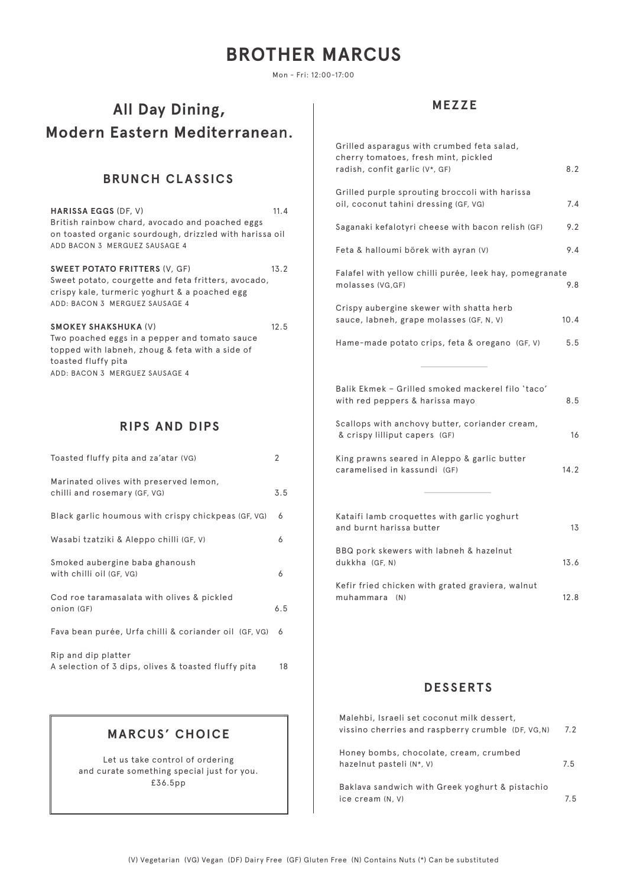# BROTHER MARCUS

Mon - Fri: 12:00-17:00

## All Day Dining, Modern Eastern Mediterranean.

### BRUNCH CLASSICS

**HARISSA EGGS** (DF, V) 11.4
British rainbow chard, avocado and poached eggs on toasted organic sourdough, drizzled with harissa oil
ADD BACON 3 MERGUEZ SAUSAGE 4

**SWEET POTATO FRITTERS** (V, GF) 13.2
Sweet potato, courgette and feta fritters, avocado, crispy kale, turmeric yoghurt & a poached egg
ADD: BACON 3 MERGUEZ SAUSAGE 4

**SMOKEY SHAKSHUKA** (V) 12.5
Two poached eggs in a pepper and tomato sauce topped with labneh, zhoug & feta with a side of toasted fluffy pita
ADD: BACON 3 MERGUEZ SAUSAGE 4

### RIPS AND DIPS

| Item | Price |
|---|---|
| Toasted fluffy pita and za'atar (VG) | 2 |
| Marinated olives with preserved lemon, chilli and rosemary (GF, VG) | 3.5 |
| Black garlic houmous with crispy chickpeas (GF, VG) | 6 |
| Wasabi tzatziki & Aleppo chilli (GF, V) | 6 |
| Smoked aubergine baba ghanoush with chilli oil (GF, VG) | 6 |
| Cod roe taramasalata with olives & pickled onion (GF) | 6.5 |
| Fava bean purée, Urfa chilli & coriander oil (GF, VG) | 6 |
| Rip and dip platter<br>A selection of 3 dips, olives & toasted fluffy pita | 18 |

### MARCUS' CHOICE

Let us take control of ordering and curate something special just for you.
£36.5pp

### MEZZE

| Item | Price |
|---|---|
| Grilled asparagus with crumbed feta salad, cherry tomatoes, fresh mint, pickled radish, confit garlic (V*, GF) | 8.2 |
| Grilled purple sprouting broccoli with harissa oil, coconut tahini dressing (GF, VG) | 7.4 |
| Saganaki kefalotyri cheese with bacon relish (GF) | 9.2 |
| Feta & halloumi börek with ayran (V) | 9.4 |
| Falafel with yellow chilli purée, leek hay, pomegranate molasses (VG,GF) | 9.8 |
| Crispy aubergine skewer with shatta herb sauce, labneh, grape molasses (GF, N, V) | 10.4 |
| Hame-made potato crips, feta & oregano (GF, V) | 5.5 |

| Item | Price |
|---|---|
| Balik Ekmek – Grilled smoked mackerel filo 'taco' with red peppers & harissa mayo | 8.5 |
| Scallops with anchovy butter, coriander cream, & crispy lilliput capers (GF) | 16 |
| King prawns seared in Aleppo & garlic butter caramelised in kassundi (GF) | 14.2 |

| Item | Price |
|---|---|
| Kataifi lamb croquettes with garlic yoghurt and burnt harissa butter | 13 |
| BBQ pork skewers with labneh & hazelnut dukkha (GF, N) | 13.6 |
| Kefir fried chicken with grated graviera, walnut muhammara (N) | 12.8 |

### DESSERTS

| Item | Price |
|---|---|
| Malehbi, Israeli set coconut milk dessert, vissino cherries and raspberry crumble (DF, VG,N) | 7.2 |
| Honey bombs, chocolate, cream, crumbed hazelnut pasteli (N*, V) | 7.5 |
| Baklava sandwich with Greek yoghurt & pistachio ice cream (N, V) | 7.5 |

(V) Vegetarian (VG) Vegan (DF) Dairy Free (GF) Gluten Free (N) Contains Nuts (*) Can be substituted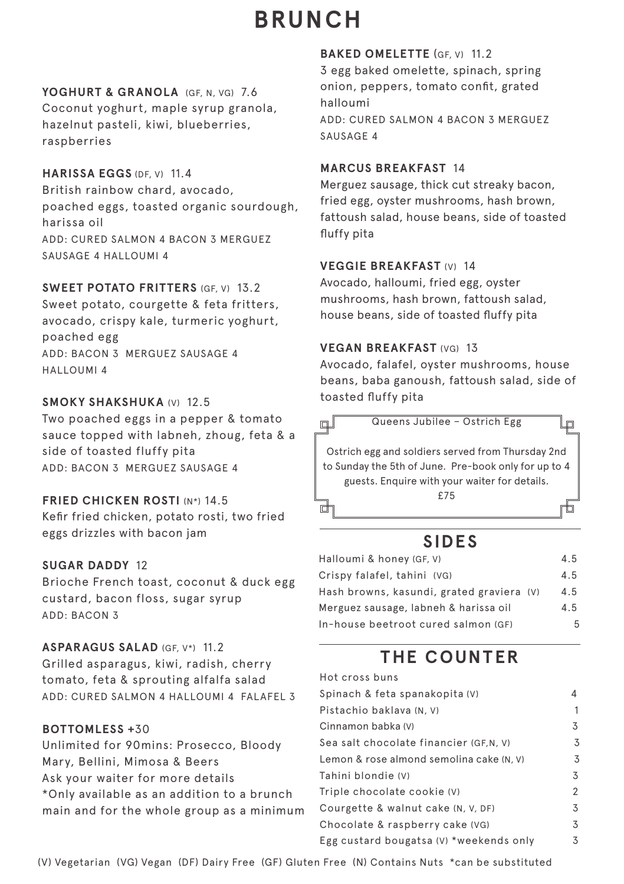# BRUNCH

**YOGHURT & GRANOLA** (GF, N, VG) 7.6
Coconut yoghurt, maple syrup granola, hazelnut pasteli, kiwi, blueberries, raspberries

**HARISSA EGGS** (DF, V) 11.4
British rainbow chard, avocado, poached eggs, toasted organic sourdough, harissa oil
ADD: CURED SALMON 4 BACON 3 MERGUEZ SAUSAGE 4 HALLOUMI 4

**SWEET POTATO FRITTERS** (GF, V) 13.2
Sweet potato, courgette & feta fritters, avocado, crispy kale, turmeric yoghurt, poached egg
ADD: BACON 3 MERGUEZ SAUSAGE 4 HALLOUMI 4

**SMOKY SHAKSHUKA** (V) 12.5
Two poached eggs in a pepper & tomato sauce topped with labneh, zhoug, feta & a side of toasted fluffy pita
ADD: BACON 3 MERGUEZ SAUSAGE 4

**FRIED CHICKEN ROSTI** (N*) 14.5
Kefir fried chicken, potato rosti, two fried eggs drizzles with bacon jam

**SUGAR DADDY** 12
Brioche French toast, coconut & duck egg custard, bacon floss, sugar syrup
ADD: BACON 3

**ASPARAGUS SALAD** (GF, V*) 11.2
Grilled asparagus, kiwi, radish, cherry tomato, feta & sprouting alfalfa salad
ADD: CURED SALMON 4 HALLOUMI 4 FALAFEL 3

**BOTTOMLESS** +30
Unlimited for 90mins: Prosecco, Bloody Mary, Bellini, Mimosa & Beers
Ask your waiter for more details
*Only available as an addition to a brunch main and for the whole group as a minimum

**BAKED OMELETTE** (GF, V) 11.2
3 egg baked omelette, spinach, spring onion, peppers, tomato confit, grated halloumi
ADD: CURED SALMON 4 BACON 3 MERGUEZ SAUSAGE 4

**MARCUS BREAKFAST** 14
Merguez sausage, thick cut streaky bacon, fried egg, oyster mushrooms, hash brown, fattoush salad, house beans, side of toasted fluffy pita

**VEGGIE BREAKFAST** (V) 14
Avocado, halloumi, fried egg, oyster mushrooms, hash brown, fattoush salad, house beans, side of toasted fluffy pita

**VEGAN BREAKFAST** (VG) 13
Avocado, falafel, oyster mushrooms, house beans, baba ganoush, fattoush salad, side of toasted fluffy pita

Queens Jubilee – Ostrich Egg

Ostrich egg and soldiers served from Thursday 2nd to Sunday the 5th of June. Pre-book only for up to 4 guests. Enquire with your waiter for details.
£75

## SIDES

| | |
|---|---|
| Halloumi & honey (GF, V) | 4.5 |
| Crispy falafel, tahini (VG) | 4.5 |
| Hash browns, kasundi, grated graviera (V) | 4.5 |
| Merguez sausage, labneh & harissa oil | 4.5 |
| In-house beetroot cured salmon (GF) | 5 |

## THE COUNTER

| | |
|---|---|
| Hot cross buns | |
| Spinach & feta spanakopita (V) | 4 |
| Pistachio baklava (N, V) | 1 |
| Cinnamon babka (V) | 3 |
| Sea salt chocolate financier (GF,N, V) | 3 |
| Lemon & rose almond semolina cake (N, V) | 3 |
| Tahini blondie (V) | 3 |
| Triple chocolate cookie (V) | 2 |
| Courgette & walnut cake (N, V, DF) | 3 |
| Chocolate & raspberry cake (VG) | 3 |
| Egg custard bougatsa (V) *weekends only | 3 |

(V) Vegetarian (VG) Vegan (DF) Dairy Free (GF) Gluten Free (N) Contains Nuts *can be substituted